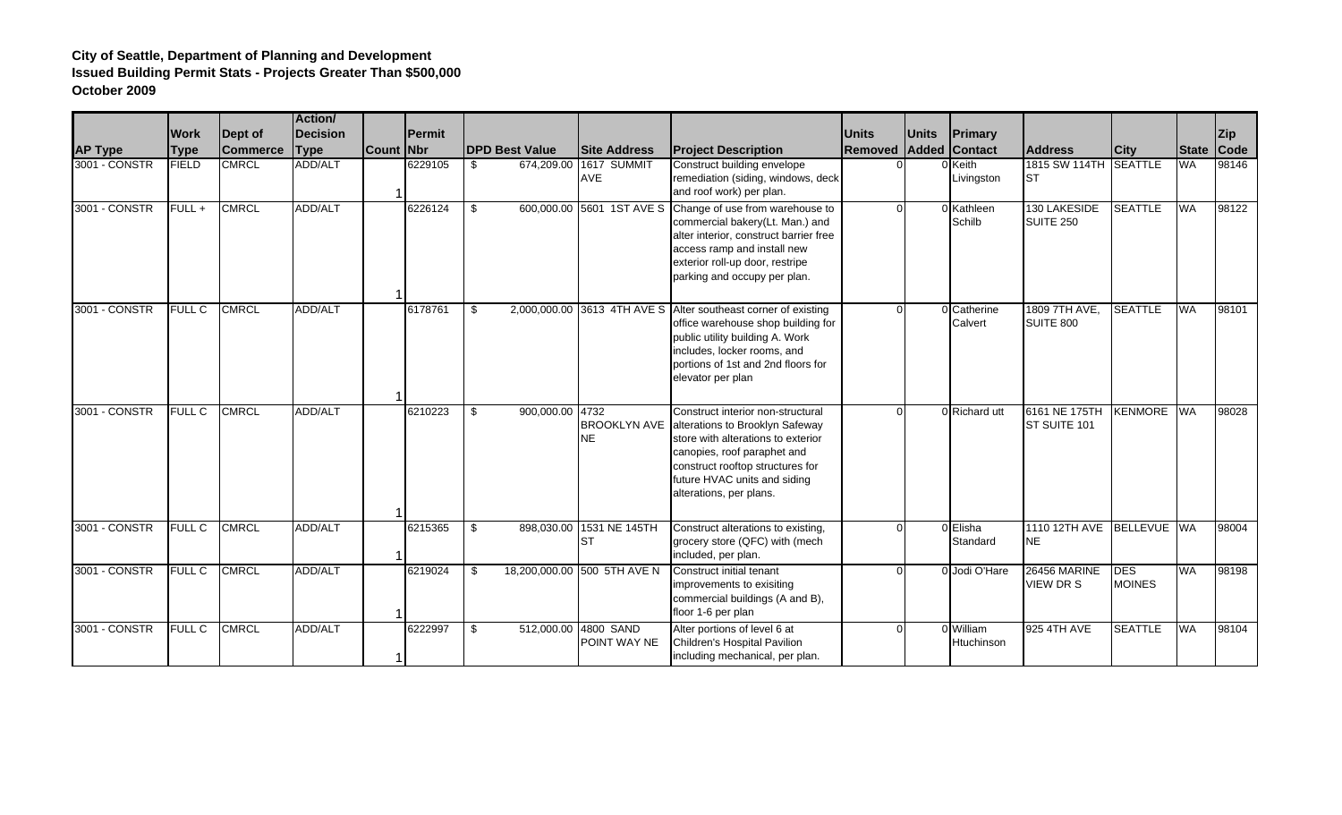**City of Seattle, Department of Planning and Development**
**Issued Building Permit Stats - Projects Greater Than $500,000**
**October 2009**

| AP Type | Work Type | Dept of Commerce | Action/ Decision Type | Count | Permit Nbr | DPD Best Value | Site Address | Project Description | Units Removed | Units Added | Primary Contact | Address | City | State | Zip Code |
|---|---|---|---|---|---|---|---|---|---|---|---|---|---|---|---|
| 3001 - CONSTR | FIELD | CMRCL | ADD/ALT | 1 | 6229105 | $ 674,209.00 | 1617 SUMMIT AVE | Construct building envelope remediation (siding, windows, deck and roof work) per plan. | 0 | 0 | Keith Livingston | 1815 SW 114TH ST | SEATTLE | WA | 98146 |
| 3001 - CONSTR | FULL + | CMRCL | ADD/ALT | 1 | 6226124 | $ 600,000.00 | 5601 1ST AVE S | Change of use from warehouse to commercial bakery(Lt. Man.) and alter interior, construct barrier free access ramp and install new exterior roll-up door, restripe parking and occupy per plan. | 0 | 0 | Kathleen Schilb | 130 LAKESIDE SUITE 250 | SEATTLE | WA | 98122 |
| 3001 - CONSTR | FULL C | CMRCL | ADD/ALT | 1 | 6178761 | $ 2,000,000.00 | 3613 4TH AVE S | Alter southeast corner of existing office warehouse shop building for public utility building A. Work includes, locker rooms, and portions of 1st and 2nd floors for elevator per plan | 0 | 0 | Catherine Calvert | 1809 7TH AVE, SUITE 800 | SEATTLE | WA | 98101 |
| 3001 - CONSTR | FULL C | CMRCL | ADD/ALT | 1 | 6210223 | $ 900,000.00 | 4732 BROOKLYN AVE NE | Construct interior non-structural alterations to Brooklyn Safeway store with alterations to exterior canopies, roof paraphet and construct rooftop structures for future HVAC units and siding alterations, per plans. | 0 | 0 | Richard utt | 6161 NE 175TH ST SUITE 101 | KENMORE | WA | 98028 |
| 3001 - CONSTR | FULL C | CMRCL | ADD/ALT | 1 | 6215365 | $ 898,030.00 | 1531 NE 145TH ST | Construct alterations to existing, grocery store (QFC) with (mech included, per plan. | 0 | 0 | Elisha Standard | 1110 12TH AVE NE | BELLEVUE | WA | 98004 |
| 3001 - CONSTR | FULL C | CMRCL | ADD/ALT | 1 | 6219024 | $ 18,200,000.00 | 500 5TH AVE N | Construct initial tenant improvements to exisiting commercial buildings (A and B), floor 1-6 per plan | 0 | 0 | Jodi O'Hare | 26456 MARINE VIEW DR S | DES MOINES | WA | 98198 |
| 3001 - CONSTR | FULL C | CMRCL | ADD/ALT | 1 | 6222997 | $ 512,000.00 | 4800 SAND POINT WAY NE | Alter portions of level 6 at Children's Hospital Pavilion including mechanical, per plan. | 0 | 0 | William Htuchinson | 925 4TH AVE | SEATTLE | WA | 98104 |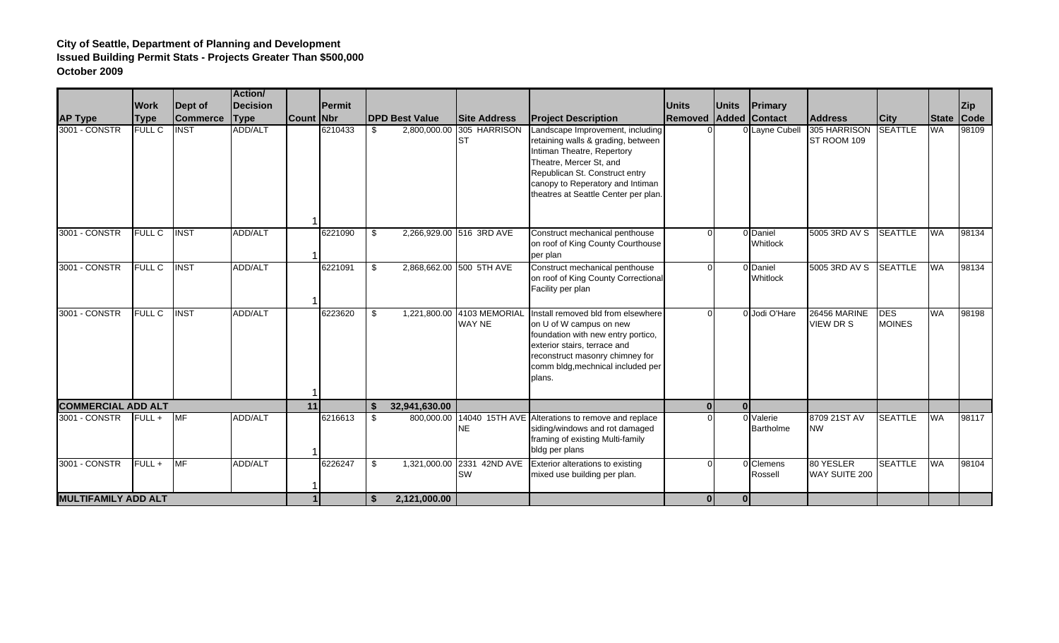**City of Seattle, Department of Planning and Development**
**Issued Building Permit Stats - Projects Greater Than $500,000**
**October 2009**

| AP Type | Work Type | Dept of Commerce | Action/ Decision Type | Count | Permit Nbr | DPD Best Value | Site Address | Project Description | Units Removed | Units Added | Primary Contact | Address | City | State | Zip Code |
|---|---|---|---|---|---|---|---|---|---|---|---|---|---|---|---|
| 3001 - CONSTR | FULL C | INST | ADD/ALT | 1 | 6210433 | $ 2,800,000.00 | 305 HARRISON ST | Landscape Improvement, including retaining walls & grading, between Intiman Theatre, Repertory Theatre, Mercer St, and Republican St. Construct entry canopy to Reperatory and Intiman theatres at Seattle Center per plan. | 0 | 0 | Layne Cubell | 305 HARRISON ST ROOM 109 | SEATTLE | WA | 98109 |
| 3001 - CONSTR | FULL C | INST | ADD/ALT | 1 | 6221090 | $ 2,266,929.00 | 516 3RD AVE | Construct mechanical penthouse on roof of King County Courthouse per plan | 0 | 0 | Daniel Whitlock | 5005 3RD AV S | SEATTLE | WA | 98134 |
| 3001 - CONSTR | FULL C | INST | ADD/ALT | 1 | 6221091 | $ 2,868,662.00 | 500 5TH AVE | Construct mechanical penthouse on roof of King County Correctional Facility per plan | 0 | 0 | Daniel Whitlock | 5005 3RD AV S | SEATTLE | WA | 98134 |
| 3001 - CONSTR | FULL C | INST | ADD/ALT | 1 | 6223620 | $ 1,221,800.00 | 4103 MEMORIAL WAY NE | Install removed bld from elsewhere on U of W campus on new foundation with new entry portico, exterior stairs, terrace and reconstruct masonry chimney for comm bldg,mechnical included per plans. | 0 | 0 | Jodi O'Hare | 26456 MARINE VIEW DR S | DES MOINES | WA | 98198 |
| **COMMERCIAL ADD ALT** | | | | **11** | | **$ 32,941,630.00** | | | **0** | **0** | | | | | |
| 3001 - CONSTR | FULL + | MF | ADD/ALT | 1 | 6216613 | $ 800,000.00 | 14040 15TH AVE NE | Alterations to remove and replace siding/windows and rot damaged framing of existing Multi-family bldg per plans | 0 | 0 | Valerie Bartholme | 8709 21ST AV NW | SEATTLE | WA | 98117 |
| 3001 - CONSTR | FULL + | MF | ADD/ALT | 1 | 6226247 | $ 1,321,000.00 | 2331 42ND AVE SW | Exterior alterations to existing mixed use building per plan. | 0 | 0 | Clemens Rossell | 80 YESLER WAY SUITE 200 | SEATTLE | WA | 98104 |
| **MULTIFAMILY ADD ALT** | | | | **1** | | **$ 2,121,000.00** | | | **0** | **0** | | | | | |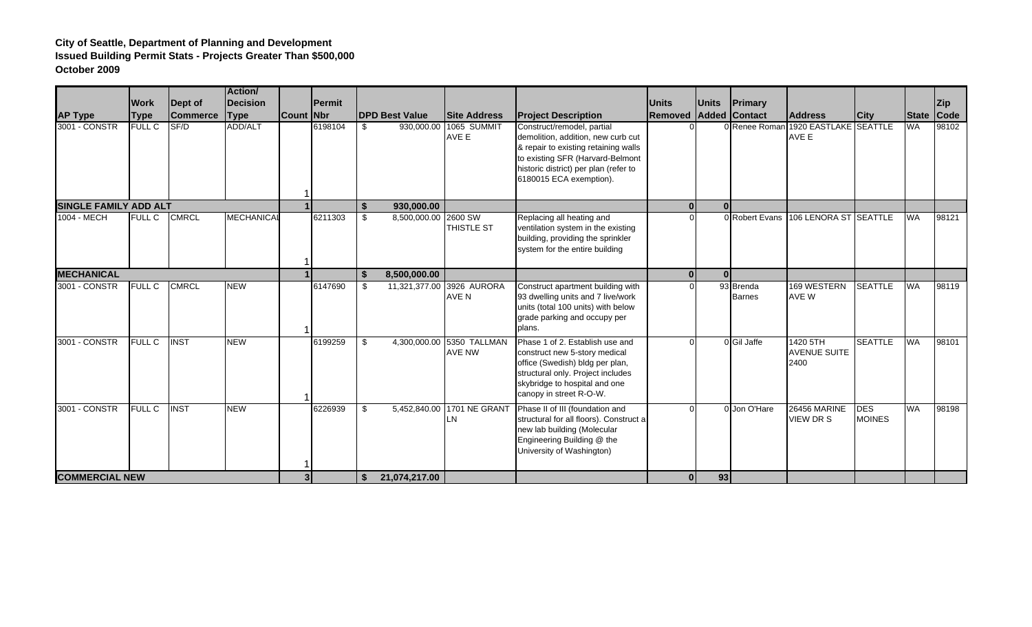**City of Seattle, Department of Planning and Development**
**Issued Building Permit Stats - Projects Greater Than $500,000**
**October 2009**

| AP Type | Work Type | Dept of Commerce | Action/ Decision Type | Count | Permit Nbr | DPD Best Value | Site Address | Project Description | Units Removed | Units Added | Primary Contact | Address | City | State | Zip Code |
|---|---|---|---|---|---|---|---|---|---|---|---|---|---|---|---|
| 3001 - CONSTR | FULL C | SF/D | ADD/ALT | 1 | 6198104 | $ 930,000.00 | 1065 SUMMIT AVE E | Construct/remodel, partial demolition, addition, new curb cut & repair to existing retaining walls to existing SFR (Harvard-Belmont historic district) per plan (refer to 6180015 ECA exemption). | 0 | 0 | Renee Roman | 1920 EASTLAKE AVE E | SEATTLE | WA | 98102 |
| **SINGLE FAMILY ADD ALT** | | | | **1** | | **$ 930,000.00** | | | **0** | **0** | | | | | |
| 1004 - MECH | FULL C | CMRCL | MECHANICAL | 1 | 6211303 | $ 8,500,000.00 | 2600 SW THISTLE ST | Replacing all heating and ventilation system in the existing building, providing the sprinkler system for the entire building | 0 | 0 | Robert Evans | 106 LENORA ST | SEATTLE | WA | 98121 |
| **MECHANICAL** | | | | **1** | | **$ 8,500,000.00** | | | **0** | **0** | | | | | |
| 3001 - CONSTR | FULL C | CMRCL | NEW | 1 | 6147690 | $ 11,321,377.00 | 3926 AURORA AVE N | Construct apartment building with 93 dwelling units and 7 live/work units (total 100 units) with below grade parking and occupy per plans. | 0 | 93 | Brenda Barnes | 169 WESTERN AVE W | SEATTLE | WA | 98119 |
| 3001 - CONSTR | FULL C | INST | NEW | 1 | 6199259 | $ 4,300,000.00 | 5350 TALLMAN AVE NW | Phase 1 of 2. Establish use and construct new 5-story medical office (Swedish) bldg per plan, structural only. Project includes skybridge to hospital and one canopy in street R-O-W. | 0 | 0 | Gil Jaffe | 1420 5TH AVENUE SUITE 2400 | SEATTLE | WA | 98101 |
| 3001 - CONSTR | FULL C | INST | NEW | 1 | 6226939 | $ 5,452,840.00 | 1701 NE GRANT LN | Phase II of III (foundation and structural for all floors). Construct a new lab building (Molecular Engineering Building @ the University of Washington) | 0 | 0 | Jon O'Hare | 26456 MARINE VIEW DR S | DES MOINES | WA | 98198 |
| **COMMERCIAL NEW** | | | | **3** | | **$ 21,074,217.00** | | | **0** | **93** | | | | | |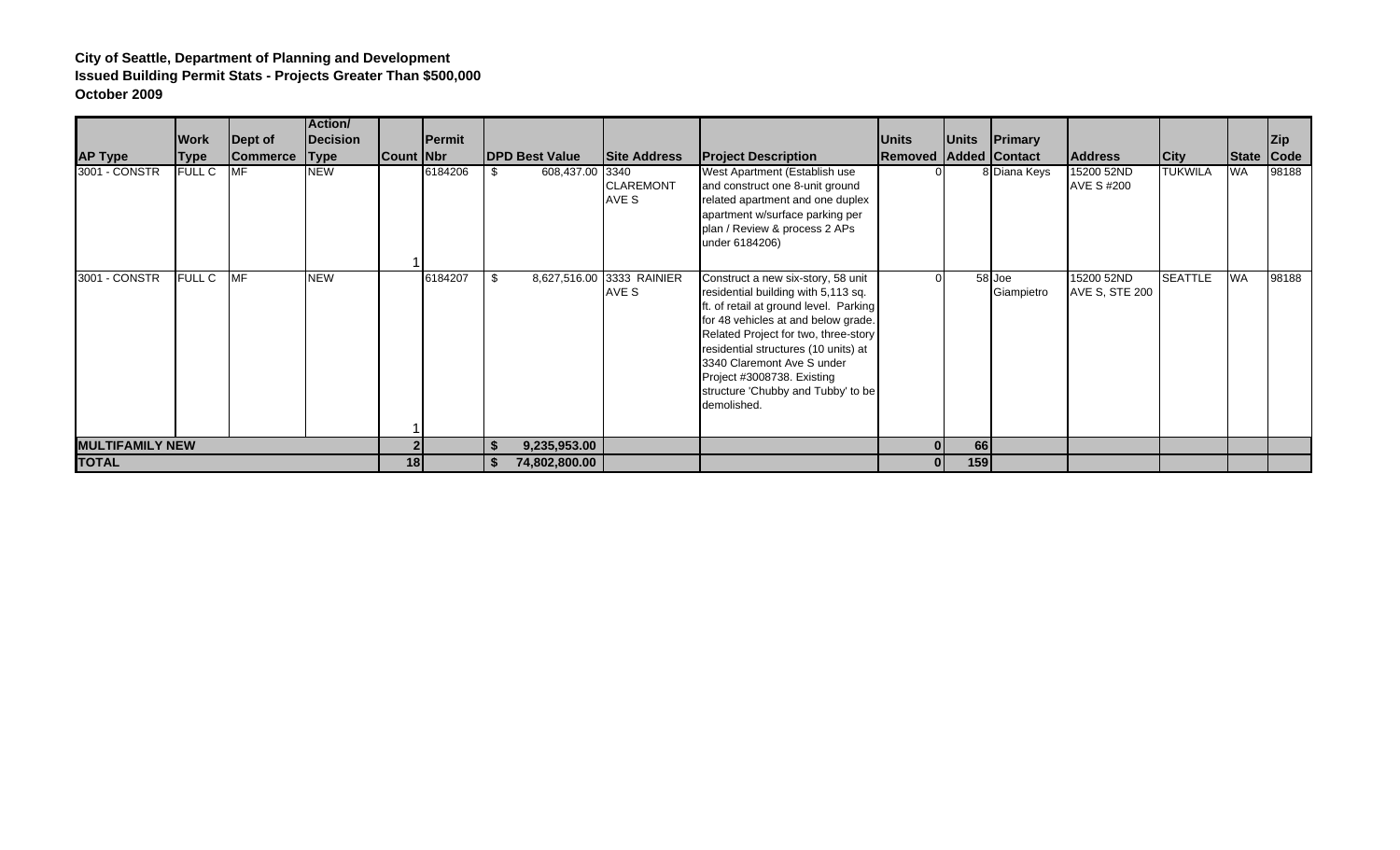**City of Seattle, Department of Planning and Development**
**Issued Building Permit Stats - Projects Greater Than $500,000**
**October 2009**

| AP Type | Work Type | Dept of Commerce | Action/ Decision Type | Count | Permit Nbr | DPD Best Value | Site Address | Project Description | Units Removed | Units Added | Primary Contact | Address | City | State | Zip Code |
|---|---|---|---|---|---|---|---|---|---|---|---|---|---|---|---|
| 3001 - CONSTR | FULL C | MF | NEW | 1 | 6184206 | $ 608,437.00 | 3340 CLAREMONT AVE S | West Apartment (Establish use and construct one 8-unit ground related apartment and one duplex apartment w/surface parking per plan / Review & process 2 APs under 6184206) | 0 | 8 | Diana Keys | 15200 52ND AVE S #200 | TUKWILA | WA | 98188 |
| 3001 - CONSTR | FULL C | MF | NEW | 1 | 6184207 | $ 8,627,516.00 | 3333 RAINIER AVE S | Construct a new six-story, 58 unit residential building with 5,113 sq. ft. of retail at ground level. Parking for 48 vehicles at and below grade. Related Project for two, three-story residential structures (10 units) at 3340 Claremont Ave S under Project #3008738. Existing structure 'Chubby and Tubby' to be demolished. | 0 | 58 | Joe Giampietro | 15200 52ND AVE S, STE 200 | SEATTLE | WA | 98188 |
| **MULTIFAMILY NEW** | | | | **2** | | **$ 9,235,953.00** | | | **0** | **66** | | | | | |
| **TOTAL** | | | | **18** | | **$ 74,802,800.00** | | | **0** | **159** | | | | | |